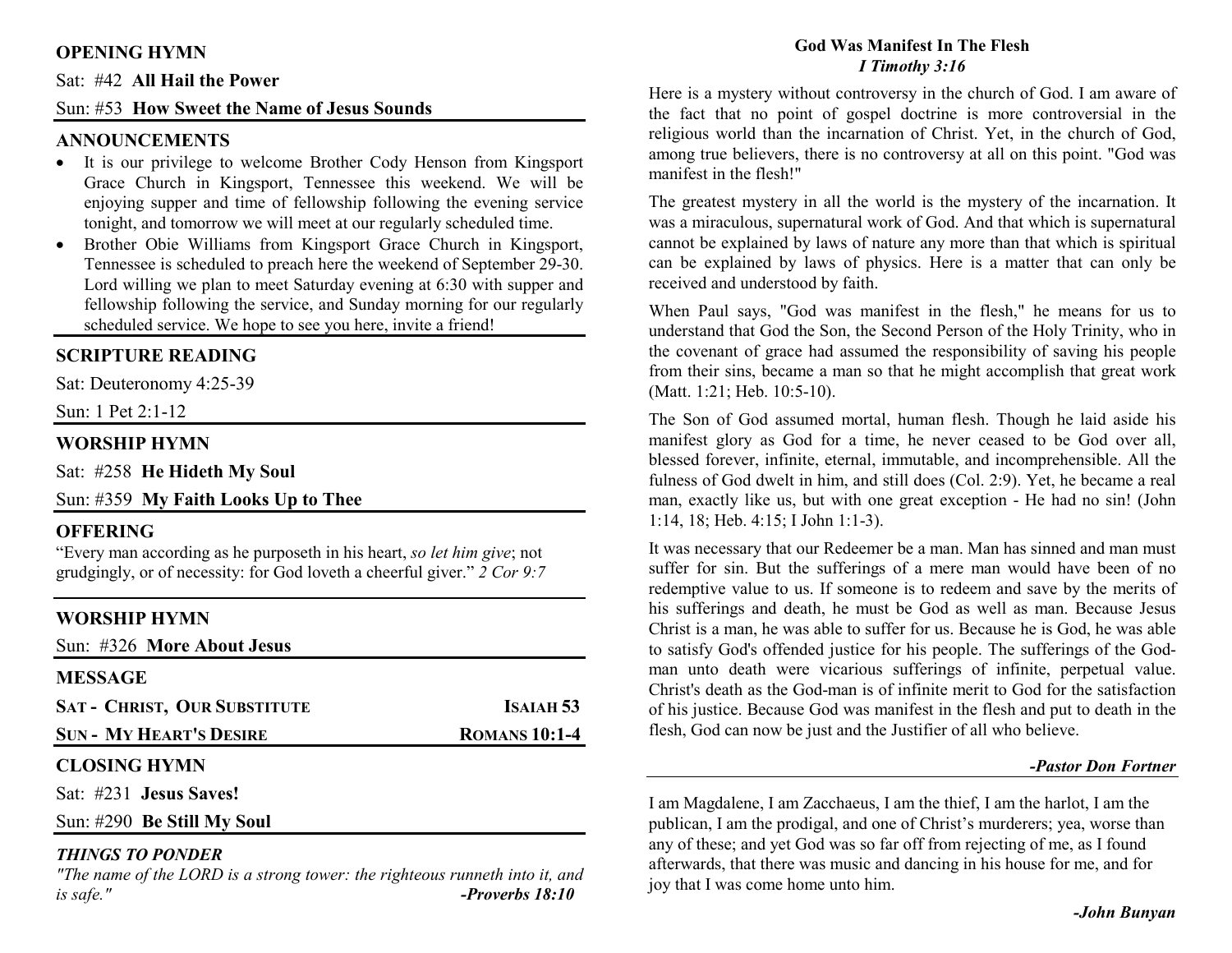## OPENING HYMN

Sat: #42 **All Hail the Power**

Sun: #53 **How Sweet the Name of Jesus Sounds**

## ANNOUNCEMENTS

- It is our privilege to welcome Brother Cody Henson from Kingsport Grace Church in Kingsport, Tennessee this weekend. We will be enjoying supper and time of fellowship following the evening service tonight, and tomorrow we will meet at our regularly scheduled time.
- Brother Obie Williams from Kingsport Grace Church in Kingsport, Tennessee is scheduled to preach here the weekend of September 29-30. Lord willing we plan to meet Saturday evening at 6:30 with supper and fellowship following the service, and Sunday morning for our regularly scheduled service. We hope to see you here, invite a friend!

## SCRIPTURE READING

Sat: Deuteronomy 4:25-39

Sun: 1 Pet 2:1-12

## WORSHIP HYMN

Sat: #258 **He Hideth My Soul**

Sun: #359 **My Faith Looks Up to Thee**

## OFFERING

"Every man according as he purposeth in his heart, *so let him give*; not grudgingly, or of necessity: for God loveth a cheerful giver." *2 Cor 9:7*

## WORSHIP HYMN

Sun: #326 **More About Jesus**

## MESSAGE

**SAT - CHRIST, OUR SUBSTITUTE** — **ISAIAH 53**

**SUN - MY HEART'S DESIRE** — **ROMANS 10:1-4**

## CLOSING HYMN

Sat: #231 **Jesus Saves!**

Sun: #290 **Be Still My Soul**

### *THINGS TO PONDER*

*"The name of the LORD is a strong tower: the righteous runneth into it, and is safe."* ***-Proverbs 18:10***

## God Was Manifest In The Flesh

***I Timothy 3:16***

Here is a mystery without controversy in the church of God. I am aware of the fact that no point of gospel doctrine is more controversial in the religious world than the incarnation of Christ. Yet, in the church of God, among true believers, there is no controversy at all on this point. "God was manifest in the flesh!"

The greatest mystery in all the world is the mystery of the incarnation. It was a miraculous, supernatural work of God. And that which is supernatural cannot be explained by laws of nature any more than that which is spiritual can be explained by laws of physics. Here is a matter that can only be received and understood by faith.

When Paul says, "God was manifest in the flesh," he means for us to understand that God the Son, the Second Person of the Holy Trinity, who in the covenant of grace had assumed the responsibility of saving his people from their sins, became a man so that he might accomplish that great work (Matt. 1:21; Heb. 10:5-10).

The Son of God assumed mortal, human flesh. Though he laid aside his manifest glory as God for a time, he never ceased to be God over all, blessed forever, infinite, eternal, immutable, and incomprehensible. All the fulness of God dwelt in him, and still does (Col. 2:9). Yet, he became a real man, exactly like us, but with one great exception - He had no sin! (John 1:14, 18; Heb. 4:15; I John 1:1-3).

It was necessary that our Redeemer be a man. Man has sinned and man must suffer for sin. But the sufferings of a mere man would have been of no redemptive value to us. If someone is to redeem and save by the merits of his sufferings and death, he must be God as well as man. Because Jesus Christ is a man, he was able to suffer for us. Because he is God, he was able to satisfy God's offended justice for his people. The sufferings of the God-man unto death were vicarious sufferings of infinite, perpetual value. Christ's death as the God-man is of infinite merit to God for the satisfaction of his justice. Because God was manifest in the flesh and put to death in the flesh, God can now be just and the Justifier of all who believe.

***-Pastor Don Fortner***

---

I am Magdalene, I am Zacchaeus, I am the thief, I am the harlot, I am the publican, I am the prodigal, and one of Christ's murderers; yea, worse than any of these; and yet God was so far off from rejecting of me, as I found afterwards, that there was music and dancing in his house for me, and for joy that I was come home unto him.

***-John Bunyan***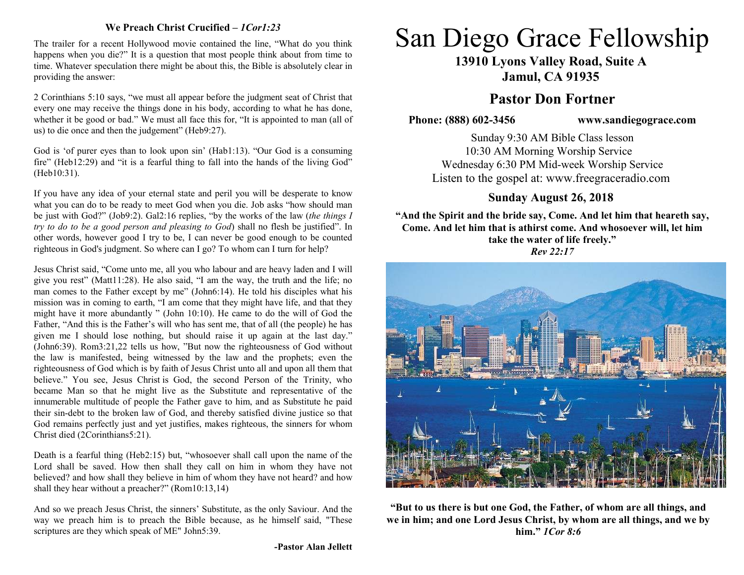**We Preach Christ Crucified –** ***1Cor1:23***

The trailer for a recent Hollywood movie contained the line, "What do you think happens when you die?" It is a question that most people think about from time to time. Whatever speculation there might be about this, the Bible is absolutely clear in providing the answer:

2 Corinthians 5:10 says, "we must all appear before the judgment seat of Christ that every one may receive the things done in his body, according to what he has done, whether it be good or bad." We must all face this for, "It is appointed to man (all of us) to die once and then the judgement" (Heb9:27).

God is 'of purer eyes than to look upon sin' (Hab1:13). "Our God is a consuming fire" (Heb12:29) and "it is a fearful thing to fall into the hands of the living God" (Heb10:31).

If you have any idea of your eternal state and peril you will be desperate to know what you can do to be ready to meet God when you die. Job asks "how should man be just with God?" (Job9:2). Gal2:16 replies, "by the works of the law (*the things I try to do to be a good person and pleasing to God*) shall no flesh be justified". In other words, however good I try to be, I can never be good enough to be counted righteous in God's judgment. So where can I go? To whom can I turn for help?

Jesus Christ said, "Come unto me, all you who labour and are heavy laden and I will give you rest" (Matt11:28). He also said, "I am the way, the truth and the life; no man comes to the Father except by me" (John6:14). He told his disciples what his mission was in coming to earth, "I am come that they might have life, and that they might have it more abundantly " (John 10:10). He came to do the will of God the Father, "And this is the Father's will who has sent me, that of all (the people) he has given me I should lose nothing, but should raise it up again at the last day." (John6:39). Rom3:21,22 tells us how, "But now the righteousness of God without the law is manifested, being witnessed by the law and the prophets; even the righteousness of God which is by faith of Jesus Christ unto all and upon all them that believe." You see, Jesus Christ is God, the second Person of the Trinity, who became Man so that he might live as the Substitute and representative of the innumerable multitude of people the Father gave to him, and as Substitute he paid their sin-debt to the broken law of God, and thereby satisfied divine justice so that God remains perfectly just and yet justifies, makes righteous, the sinners for whom Christ died (2Corinthians5:21).

Death is a fearful thing (Heb2:15) but, "whosoever shall call upon the name of the Lord shall be saved. How then shall they call on him in whom they have not believed? and how shall they believe in him of whom they have not heard? and how shall they hear without a preacher?" (Rom10:13,14)

And so we preach Jesus Christ, the sinners' Substitute, as the only Saviour. And the way we preach him is to preach the Bible because, as he himself said, "These scriptures are they which speak of ME" John5:39.

**-Pastor Alan Jellett**

# San Diego Grace Fellowship

**13910 Lyons Valley Road, Suite A**
**Jamul, CA 91935**

## Pastor Don Fortner

**Phone: (888) 602-3456** **www.sandiegograce.com**

Sunday 9:30 AM Bible Class lesson
10:30 AM Morning Worship Service
Wednesday 6:30 PM Mid-week Worship Service
Listen to the gospel at: www.freegraceradio.com

### Sunday August 26, 2018

**"And the Spirit and the bride say, Come. And let him that heareth say, Come. And let him that is athirst come. And whosoever will, let him take the water of life freely."**
***Rev 22:17***

**"But to us there is but one God, the Father, of whom are all things, and we in him; and one Lord Jesus Christ, by whom are all things, and we by him."** ***1Cor 8:6***